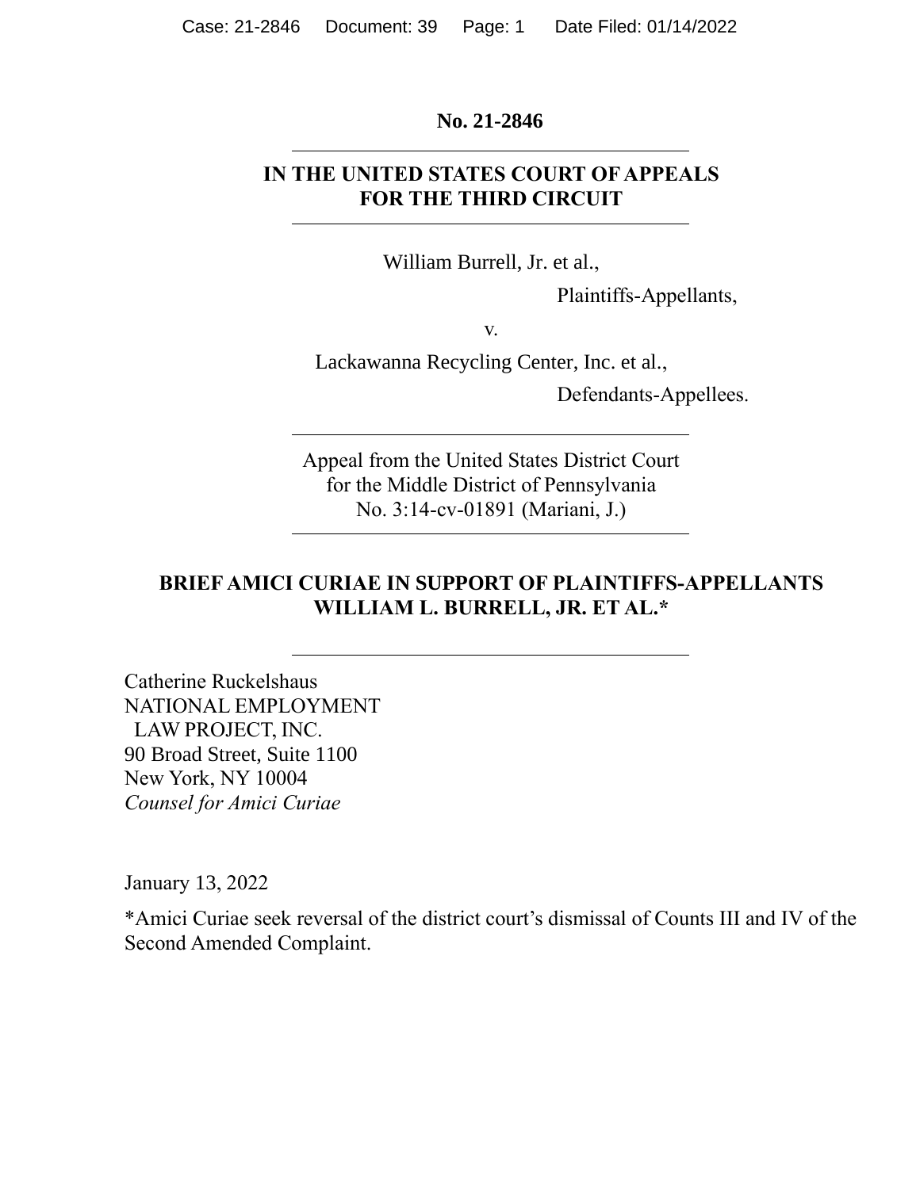**No. 21-2846**

---

**IN THE UNITED STATES COURT OF APPEALS**
**FOR THE THIRD CIRCUIT**

---

William Burrell, Jr. et al.,

Plaintiffs-Appellants,

v.

Lackawanna Recycling Center, Inc. et al.,

Defendants-Appellees.

---

Appeal from the United States District Court
for the Middle District of Pennsylvania
No. 3:14-cv-01891 (Mariani, J.)

---

**BRIEF AMICI CURIAE IN SUPPORT OF PLAINTIFFS-APPELLANTS**
**WILLIAM L. BURRELL, JR. ET AL.***

---

Catherine Ruckelshaus
NATIONAL EMPLOYMENT
LAW PROJECT, INC.
90 Broad Street, Suite 1100
New York, NY 10004
*Counsel for Amici Curiae*

January 13, 2022

*Amici Curiae seek reversal of the district court's dismissal of Counts III and IV of the Second Amended Complaint.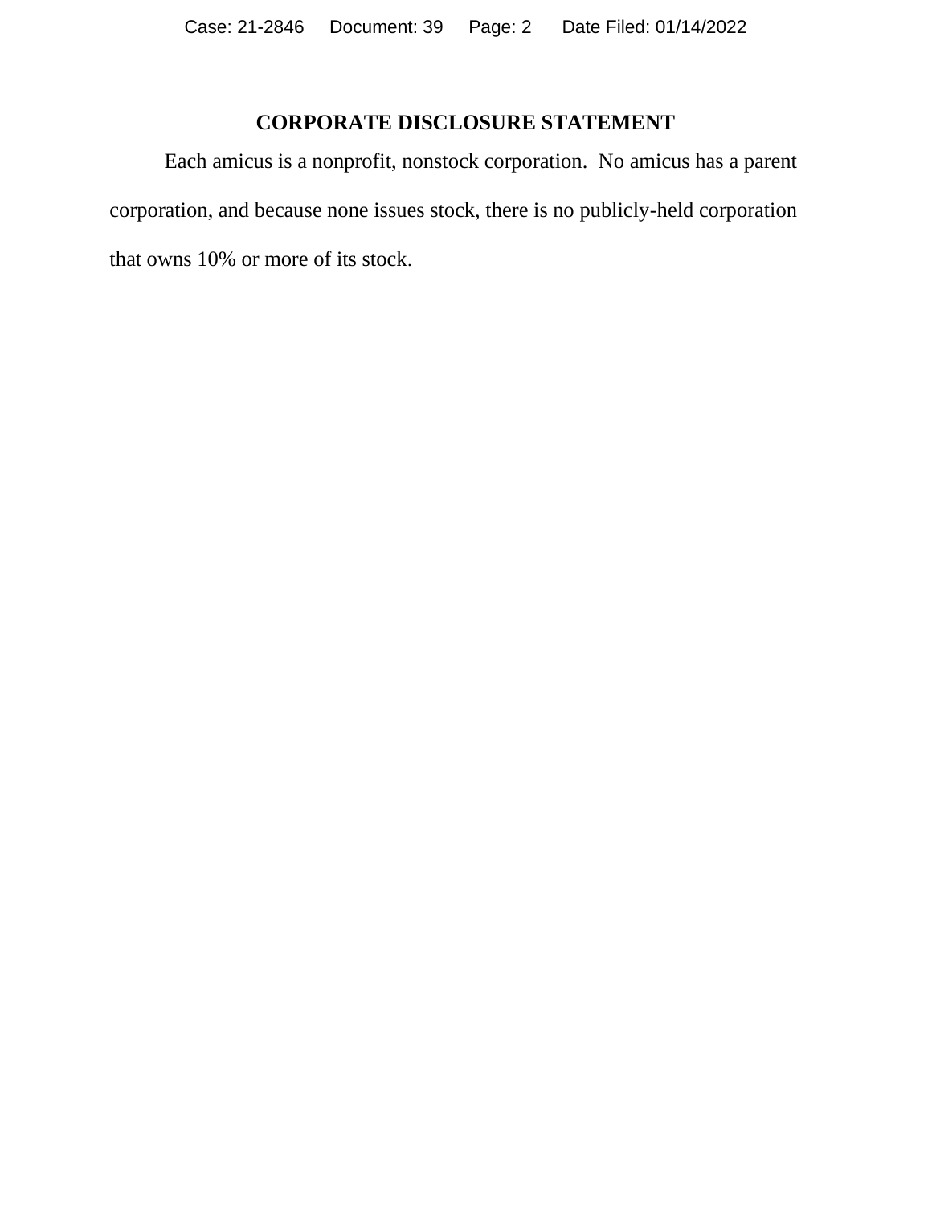## CORPORATE DISCLOSURE STATEMENT

Each amicus is a nonprofit, nonstock corporation. No amicus has a parent corporation, and because none issues stock, there is no publicly-held corporation that owns 10% or more of its stock.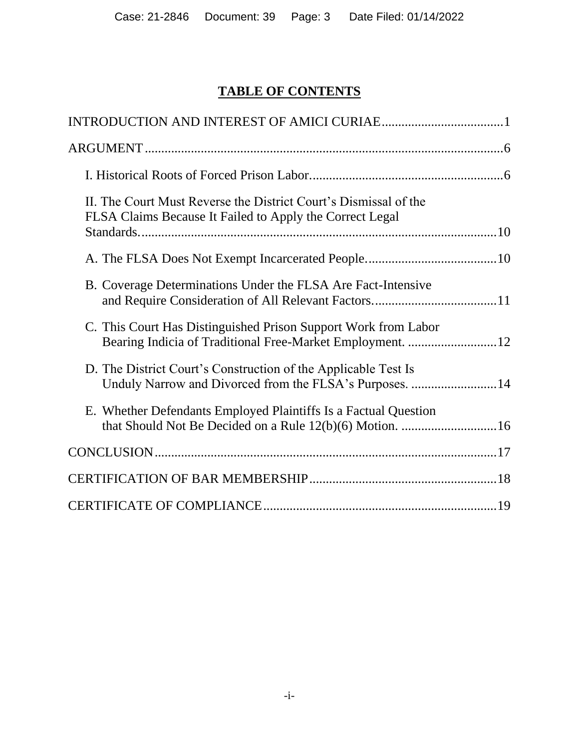# TABLE OF CONTENTS

INTRODUCTION AND INTEREST OF AMICI CURIAE.....................................1

ARGUMENT............................................................................................6

I. Historical Roots of Forced Prison Labor...........................................................6

II. The Court Must Reverse the District Court's Dismissal of the FLSA Claims Because It Failed to Apply the Correct Legal Standards...........................................................................................10

A. The FLSA Does Not Exempt Incarcerated People........................................10

B. Coverage Determinations Under the FLSA Are Fact-Intensive and Require Consideration of All Relevant Factors.....................................11

C. This Court Has Distinguished Prison Support Work from Labor Bearing Indicia of Traditional Free-Market Employment. ...........................12

D. The District Court's Construction of the Applicable Test Is Unduly Narrow and Divorced from the FLSA's Purposes. ..........................14

E. Whether Defendants Employed Plaintiffs Is a Factual Question that Should Not Be Decided on a Rule 12(b)(6) Motion. .............................16

CONCLUSION.......................................................................................17

CERTIFICATION OF BAR MEMBERSHIP.........................................................18

CERTIFICATE OF COMPLIANCE.......................................................................19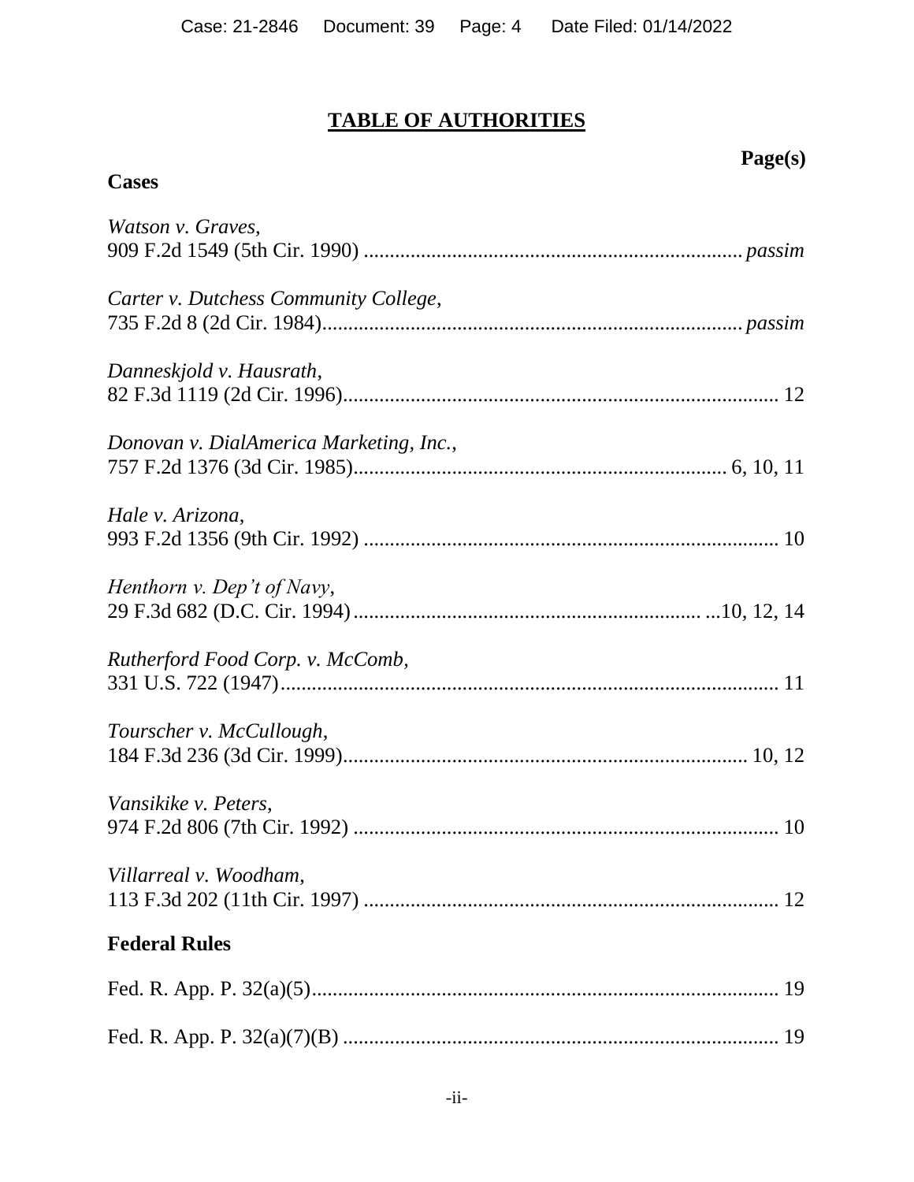# TABLE OF AUTHORITIES

**Page(s)**

## Cases

*Watson v. Graves*,
909 F.2d 1549 (5th Cir. 1990) ........................................................................ *passim*

*Carter v. Dutchess Community College*,
735 F.2d 8 (2d Cir. 1984)................................................................................ *passim*

*Danneskjold v. Hausrath*,
82 F.3d 1119 (2d Cir. 1996)................................................................................... 12

*Donovan v. DialAmerica Marketing, Inc.*,
757 F.2d 1376 (3d Cir. 1985)....................................................................... 6, 10, 11

*Hale v. Arizona*,
993 F.2d 1356 (9th Cir. 1992) ................................................................................ 10

*Henthorn v. Dep't of Navy*,
29 F.3d 682 (D.C. Cir. 1994)................................................................... ...10, 12, 14

*Rutherford Food Corp. v. McComb*,
331 U.S. 722 (1947)................................................................................................ 11

*Tourscher v. McCullough*,
184 F.3d 236 (3d Cir. 1999)............................................................................. 10, 12

*Vansikike v. Peters*,
974 F.2d 806 (7th Cir. 1992) .................................................................................. 10

*Villarreal v. Woodham*,
113 F.3d 202 (11th Cir. 1997) ................................................................................ 12

## Federal Rules

Fed. R. App. P. 32(a)(5)........................................................................................... 19

Fed. R. App. P. 32(a)(7)(B) ..................................................................................... 19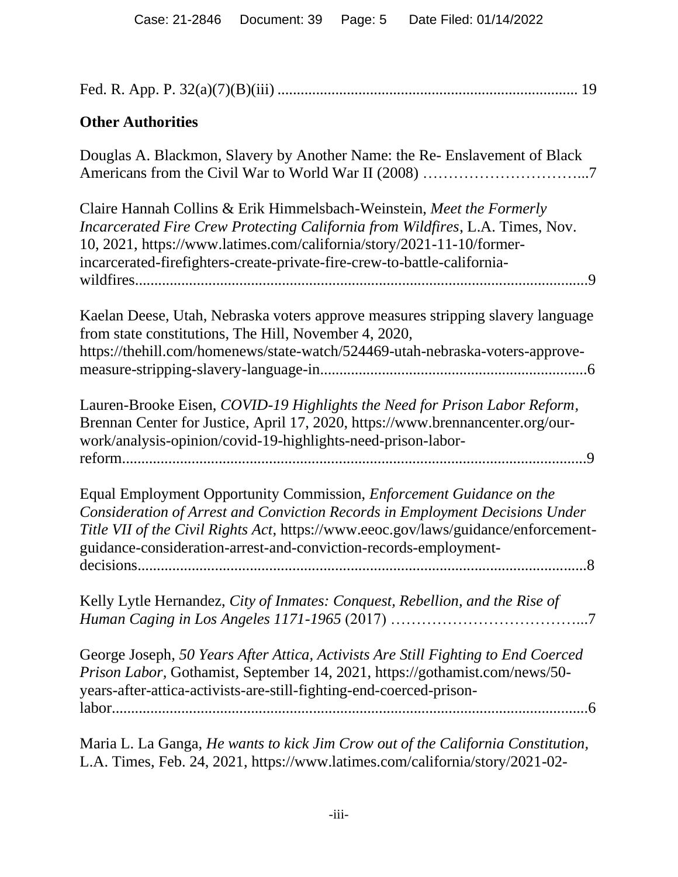Fed. R. App. P. 32(a)(7)(B)(iii) ............................................................................ 19

## Other Authorities

Douglas A. Blackmon, Slavery by Another Name: the Re- Enslavement of Black Americans from the Civil War to World War II (2008) …………………………...7

Claire Hannah Collins & Erik Himmelsbach-Weinstein, *Meet the Formerly Incarcerated Fire Crew Protecting California from Wildfires*, L.A. Times, Nov. 10, 2021, https://www.latimes.com/california/story/2021-11-10/former-incarcerated-firefighters-create-private-fire-crew-to-battle-california-wildfires.......................................................................................................................9

Kaelan Deese, Utah, Nebraska voters approve measures stripping slavery language from state constitutions, The Hill, November 4, 2020, https://thehill.com/homenews/state-watch/524469-utah-nebraska-voters-approve-measure-stripping-slavery-language-in....................................................................6

Lauren-Brooke Eisen, *COVID-19 Highlights the Need for Prison Labor Reform*, Brennan Center for Justice, April 17, 2020, https://www.brennancenter.org/our-work/analysis-opinion/covid-19-highlights-need-prison-labor-reform.......................................................................................................................9

Equal Employment Opportunity Commission, *Enforcement Guidance on the Consideration of Arrest and Conviction Records in Employment Decisions Under Title VII of the Civil Rights Act*, https://www.eeoc.gov/laws/guidance/enforcement-guidance-consideration-arrest-and-conviction-records-employment-decisions...................................................................................................................8

Kelly Lytle Hernandez, *City of Inmates: Conquest, Rebellion, and the Rise of Human Caging in Los Angeles 1171-1965* (2017) ………………………………...7

George Joseph, *50 Years After Attica, Activists Are Still Fighting to End Coerced Prison Labor*, Gothamist, September 14, 2021, https://gothamist.com/news/50-years-after-attica-activists-are-still-fighting-end-coerced-prison-labor...........................................................................................................................6

Maria L. La Ganga, *He wants to kick Jim Crow out of the California Constitution,* L.A. Times, Feb. 24, 2021, https://www.latimes.com/california/story/2021-02-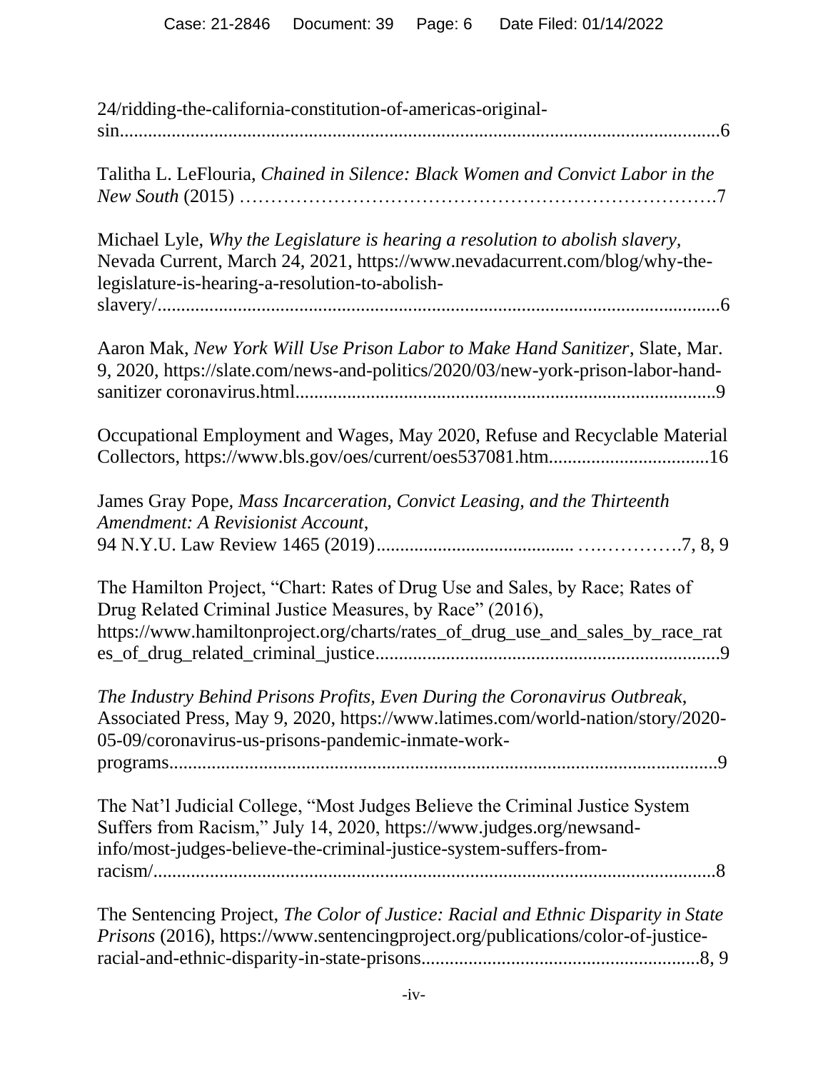24/ridding-the-california-constitution-of-americas-original-sin.........................................................................................................................6

Talitha L. LeFlouria, *Chained in Silence: Black Women and Convict Labor in the New South* (2015) ……………………………………………………………….7

Michael Lyle, *Why the Legislature is hearing a resolution to abolish slavery,* Nevada Current, March 24, 2021, https://www.nevadacurrent.com/blog/why-the-legislature-is-hearing-a-resolution-to-abolish-slavery/.........................................................................................................................6

Aaron Mak, *New York Will Use Prison Labor to Make Hand Sanitizer*, Slate, Mar. 9, 2020, https://slate.com/news-and-politics/2020/03/new-york-prison-labor-hand-sanitizer coronavirus.html.........................................................................................9

Occupational Employment and Wages, May 2020, Refuse and Recyclable Material Collectors, https://www.bls.gov/oes/current/oes537081.htm..................................16

James Gray Pope, *Mass Incarceration, Convict Leasing, and the Thirteenth Amendment: A Revisionist Account*, 94 N.Y.U. Law Review 1465 (2019)........................................ …………….7, 8, 9

The Hamilton Project, "Chart: Rates of Drug Use and Sales, by Race; Rates of Drug Related Criminal Justice Measures, by Race" (2016), https://www.hamiltonproject.org/charts/rates_of_drug_use_and_sales_by_race_rates_of_drug_related_criminal_justice.........................................................................9

*The Industry Behind Prisons Profits, Even During the Coronavirus Outbreak,* Associated Press, May 9, 2020, https://www.latimes.com/world-nation/story/2020-05-09/coronavirus-us-prisons-pandemic-inmate-work-programs.....................................................................................................................9

The Nat'l Judicial College, "Most Judges Believe the Criminal Justice System Suffers from Racism," July 14, 2020, https://www.judges.org/newsand-info/most-judges-believe-the-criminal-justice-system-suffers-from-racism/.........................................................................................................................8

The Sentencing Project, *The Color of Justice: Racial and Ethnic Disparity in State Prisons* (2016), https://www.sentencingproject.org/publications/color-of-justice-racial-and-ethnic-disparity-in-state-prisons...........................................................8, 9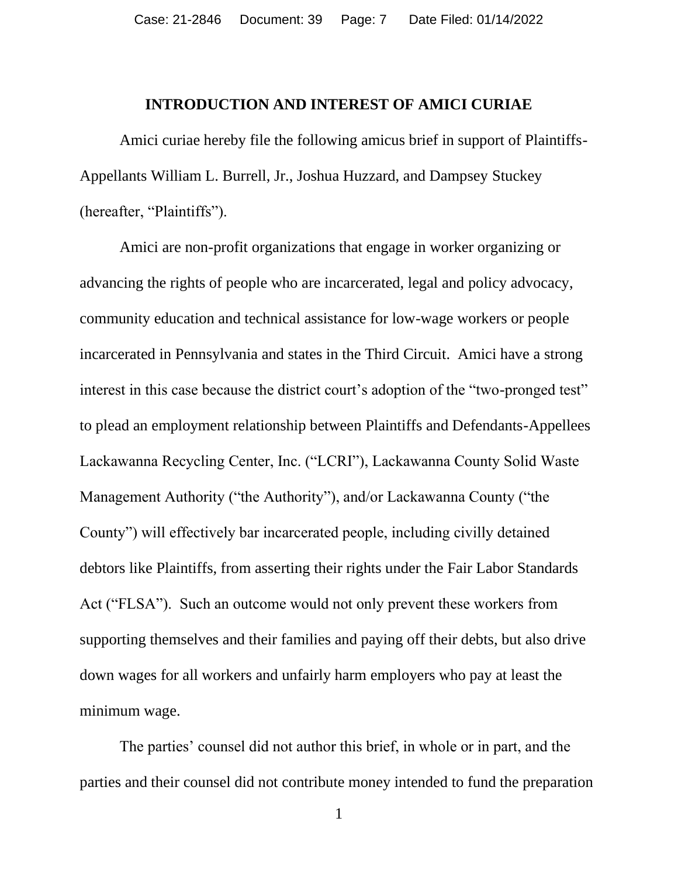## INTRODUCTION AND INTEREST OF AMICI CURIAE

Amici curiae hereby file the following amicus brief in support of Plaintiffs-Appellants William L. Burrell, Jr., Joshua Huzzard, and Dampsey Stuckey (hereafter, "Plaintiffs").

Amici are non-profit organizations that engage in worker organizing or advancing the rights of people who are incarcerated, legal and policy advocacy, community education and technical assistance for low-wage workers or people incarcerated in Pennsylvania and states in the Third Circuit. Amici have a strong interest in this case because the district court's adoption of the "two-pronged test" to plead an employment relationship between Plaintiffs and Defendants-Appellees Lackawanna Recycling Center, Inc. ("LCRI"), Lackawanna County Solid Waste Management Authority ("the Authority"), and/or Lackawanna County ("the County") will effectively bar incarcerated people, including civilly detained debtors like Plaintiffs, from asserting their rights under the Fair Labor Standards Act ("FLSA"). Such an outcome would not only prevent these workers from supporting themselves and their families and paying off their debts, but also drive down wages for all workers and unfairly harm employers who pay at least the minimum wage.

The parties' counsel did not author this brief, in whole or in part, and the parties and their counsel did not contribute money intended to fund the preparation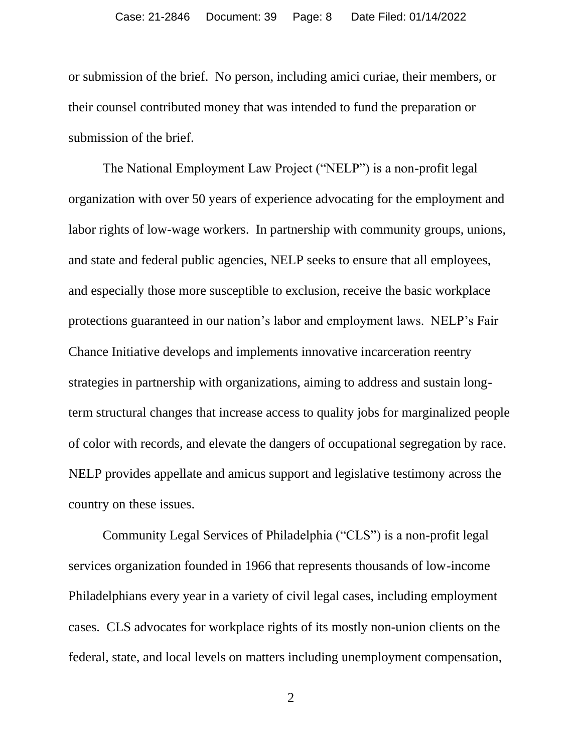or submission of the brief. No person, including amici curiae, their members, or their counsel contributed money that was intended to fund the preparation or submission of the brief.

The National Employment Law Project ("NELP") is a non-profit legal organization with over 50 years of experience advocating for the employment and labor rights of low-wage workers. In partnership with community groups, unions, and state and federal public agencies, NELP seeks to ensure that all employees, and especially those more susceptible to exclusion, receive the basic workplace protections guaranteed in our nation's labor and employment laws. NELP's Fair Chance Initiative develops and implements innovative incarceration reentry strategies in partnership with organizations, aiming to address and sustain long-term structural changes that increase access to quality jobs for marginalized people of color with records, and elevate the dangers of occupational segregation by race. NELP provides appellate and amicus support and legislative testimony across the country on these issues.

Community Legal Services of Philadelphia ("CLS") is a non-profit legal services organization founded in 1966 that represents thousands of low-income Philadelphians every year in a variety of civil legal cases, including employment cases. CLS advocates for workplace rights of its mostly non-union clients on the federal, state, and local levels on matters including unemployment compensation,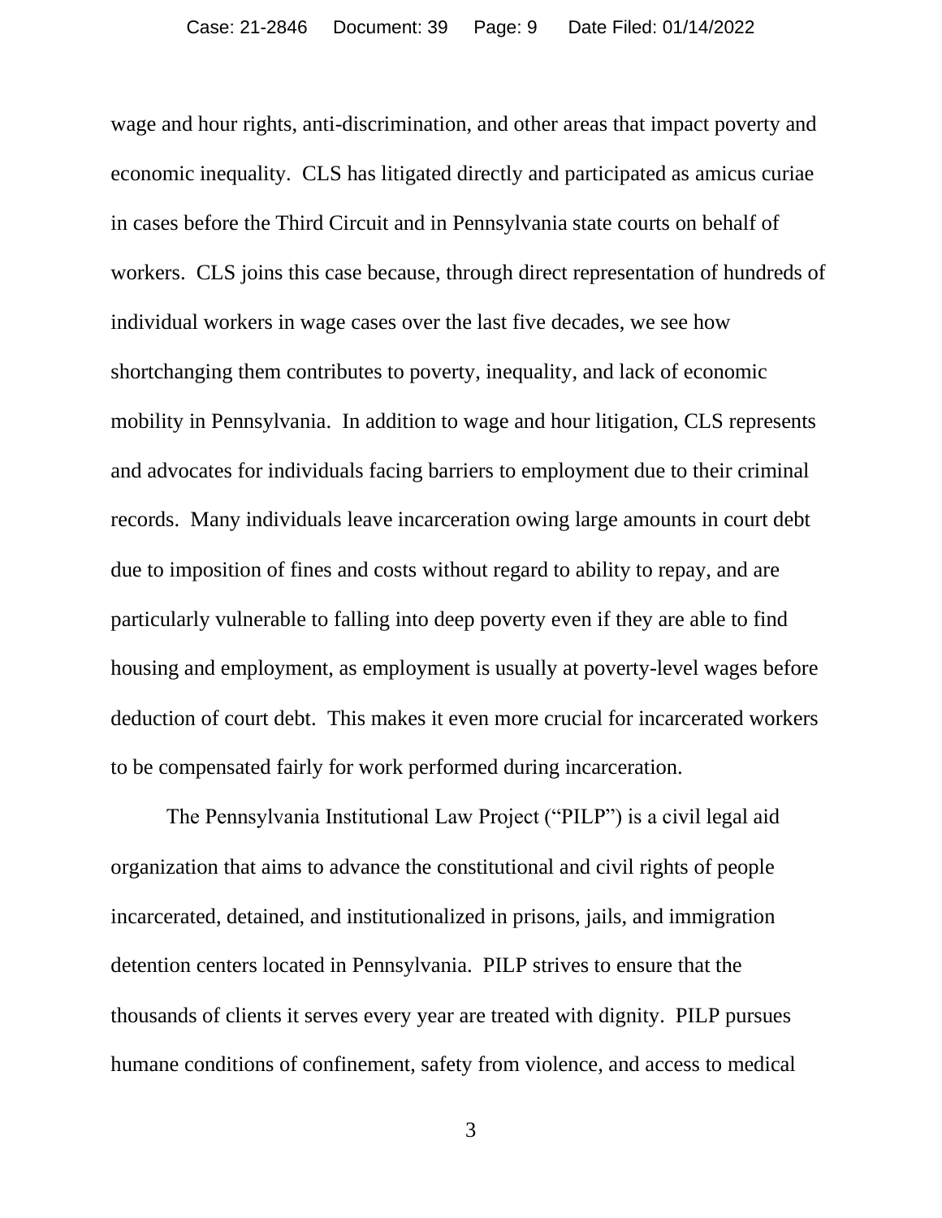wage and hour rights, anti-discrimination, and other areas that impact poverty and economic inequality. CLS has litigated directly and participated as amicus curiae in cases before the Third Circuit and in Pennsylvania state courts on behalf of workers. CLS joins this case because, through direct representation of hundreds of individual workers in wage cases over the last five decades, we see how shortchanging them contributes to poverty, inequality, and lack of economic mobility in Pennsylvania. In addition to wage and hour litigation, CLS represents and advocates for individuals facing barriers to employment due to their criminal records. Many individuals leave incarceration owing large amounts in court debt due to imposition of fines and costs without regard to ability to repay, and are particularly vulnerable to falling into deep poverty even if they are able to find housing and employment, as employment is usually at poverty-level wages before deduction of court debt. This makes it even more crucial for incarcerated workers to be compensated fairly for work performed during incarceration.

The Pennsylvania Institutional Law Project ("PILP") is a civil legal aid organization that aims to advance the constitutional and civil rights of people incarcerated, detained, and institutionalized in prisons, jails, and immigration detention centers located in Pennsylvania. PILP strives to ensure that the thousands of clients it serves every year are treated with dignity. PILP pursues humane conditions of confinement, safety from violence, and access to medical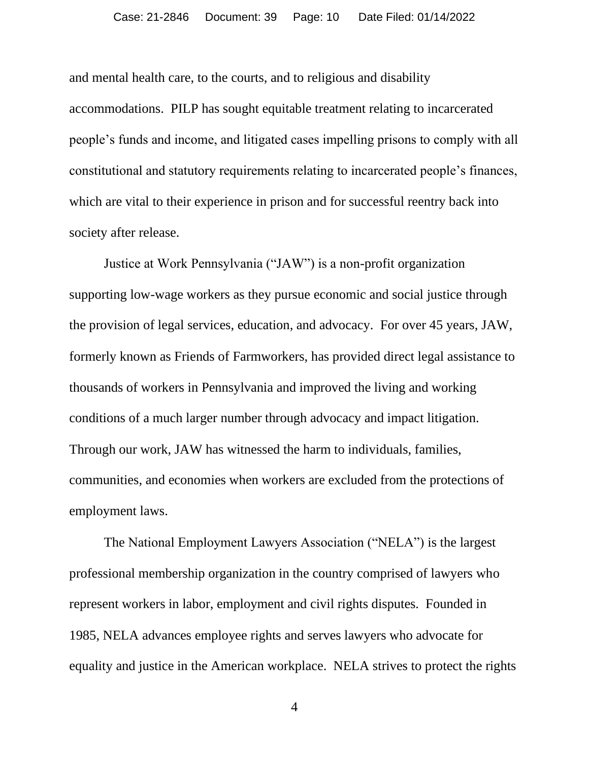and mental health care, to the courts, and to religious and disability accommodations. PILP has sought equitable treatment relating to incarcerated people's funds and income, and litigated cases impelling prisons to comply with all constitutional and statutory requirements relating to incarcerated people's finances, which are vital to their experience in prison and for successful reentry back into society after release.

Justice at Work Pennsylvania ("JAW") is a non-profit organization supporting low-wage workers as they pursue economic and social justice through the provision of legal services, education, and advocacy. For over 45 years, JAW, formerly known as Friends of Farmworkers, has provided direct legal assistance to thousands of workers in Pennsylvania and improved the living and working conditions of a much larger number through advocacy and impact litigation. Through our work, JAW has witnessed the harm to individuals, families, communities, and economies when workers are excluded from the protections of employment laws.

The National Employment Lawyers Association ("NELA") is the largest professional membership organization in the country comprised of lawyers who represent workers in labor, employment and civil rights disputes. Founded in 1985, NELA advances employee rights and serves lawyers who advocate for equality and justice in the American workplace. NELA strives to protect the rights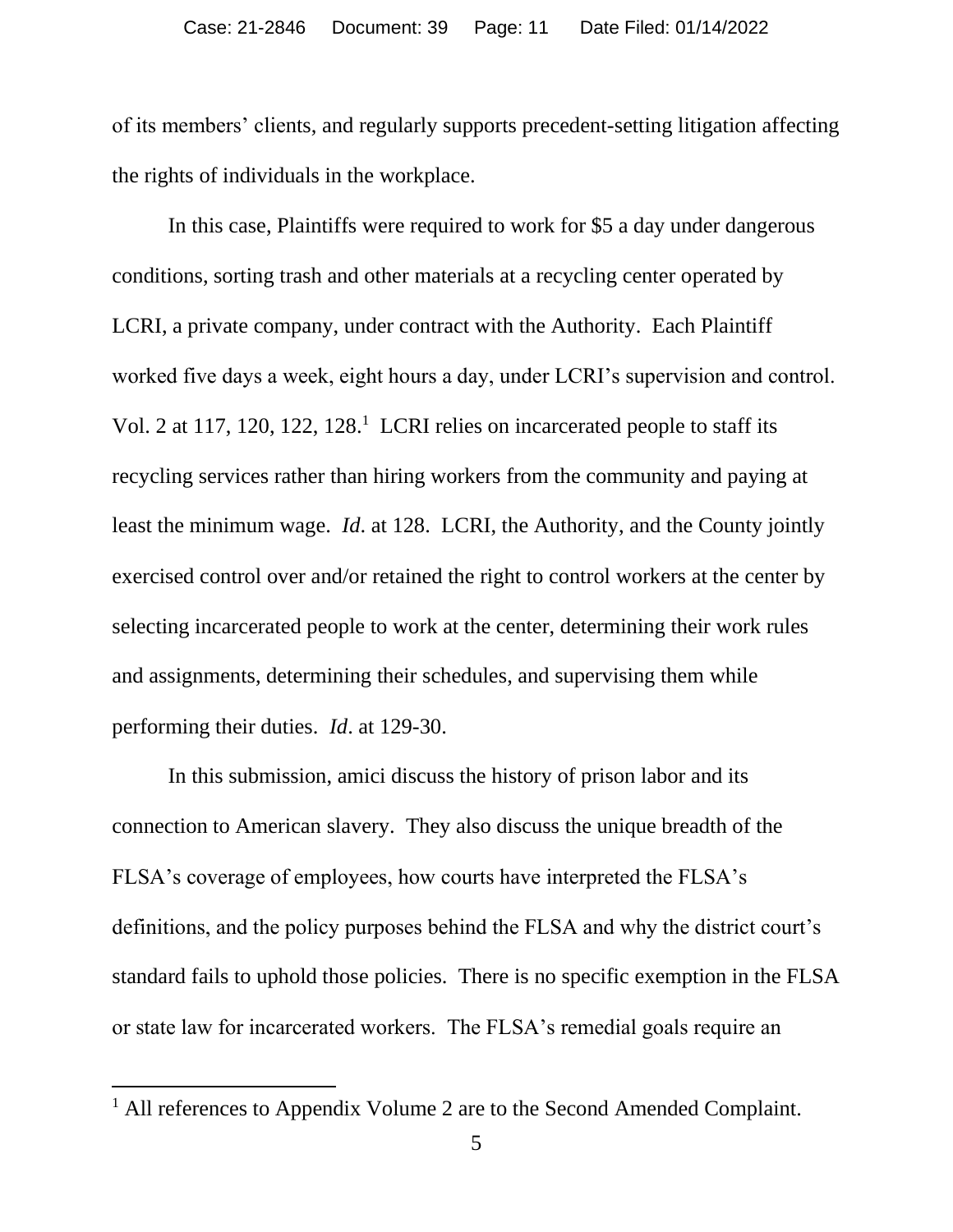of its members' clients, and regularly supports precedent-setting litigation affecting the rights of individuals in the workplace.

In this case, Plaintiffs were required to work for $5 a day under dangerous conditions, sorting trash and other materials at a recycling center operated by LCRI, a private company, under contract with the Authority. Each Plaintiff worked five days a week, eight hours a day, under LCRI's supervision and control. Vol. 2 at 117, 120, 122, 128.[1] LCRI relies on incarcerated people to staff its recycling services rather than hiring workers from the community and paying at least the minimum wage. *Id*. at 128. LCRI, the Authority, and the County jointly exercised control over and/or retained the right to control workers at the center by selecting incarcerated people to work at the center, determining their work rules and assignments, determining their schedules, and supervising them while performing their duties. *Id*. at 129-30.

In this submission, amici discuss the history of prison labor and its connection to American slavery. They also discuss the unique breadth of the FLSA's coverage of employees, how courts have interpreted the FLSA's definitions, and the policy purposes behind the FLSA and why the district court's standard fails to uphold those policies. There is no specific exemption in the FLSA or state law for incarcerated workers. The FLSA's remedial goals require an

[1] All references to Appendix Volume 2 are to the Second Amended Complaint.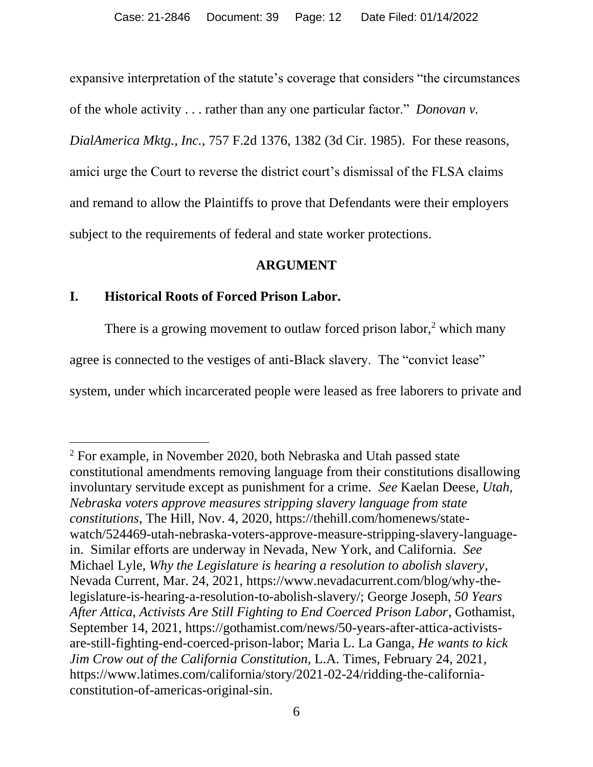expansive interpretation of the statute's coverage that considers "the circumstances of the whole activity . . . rather than any one particular factor." *Donovan v. DialAmerica Mktg., Inc.*, 757 F.2d 1376, 1382 (3d Cir. 1985). For these reasons, amici urge the Court to reverse the district court's dismissal of the FLSA claims and remand to allow the Plaintiffs to prove that Defendants were their employers subject to the requirements of federal and state worker protections.

## ARGUMENT

### I. Historical Roots of Forced Prison Labor.

There is a growing movement to outlaw forced prison labor,[2] which many agree is connected to the vestiges of anti-Black slavery. The "convict lease" system, under which incarcerated people were leased as free laborers to private and

---

[2] For example, in November 2020, both Nebraska and Utah passed state constitutional amendments removing language from their constitutions disallowing involuntary servitude except as punishment for a crime. *See* Kaelan Deese, *Utah, Nebraska voters approve measures stripping slavery language from state constitutions*, The Hill, Nov. 4, 2020, https://thehill.com/homenews/state-watch/524469-utah-nebraska-voters-approve-measure-stripping-slavery-language-in. Similar efforts are underway in Nevada, New York, and California. *See* Michael Lyle, *Why the Legislature is hearing a resolution to abolish slavery*, Nevada Current, Mar. 24, 2021, https://www.nevadacurrent.com/blog/why-the-legislature-is-hearing-a-resolution-to-abolish-slavery/; George Joseph, *50 Years After Attica, Activists Are Still Fighting to End Coerced Prison Labor*, Gothamist, September 14, 2021, https://gothamist.com/news/50-years-after-attica-activists-are-still-fighting-end-coerced-prison-labor; Maria L. La Ganga, *He wants to kick Jim Crow out of the California Constitution*, L.A. Times, February 24, 2021, https://www.latimes.com/california/story/2021-02-24/ridding-the-california-constitution-of-americas-original-sin.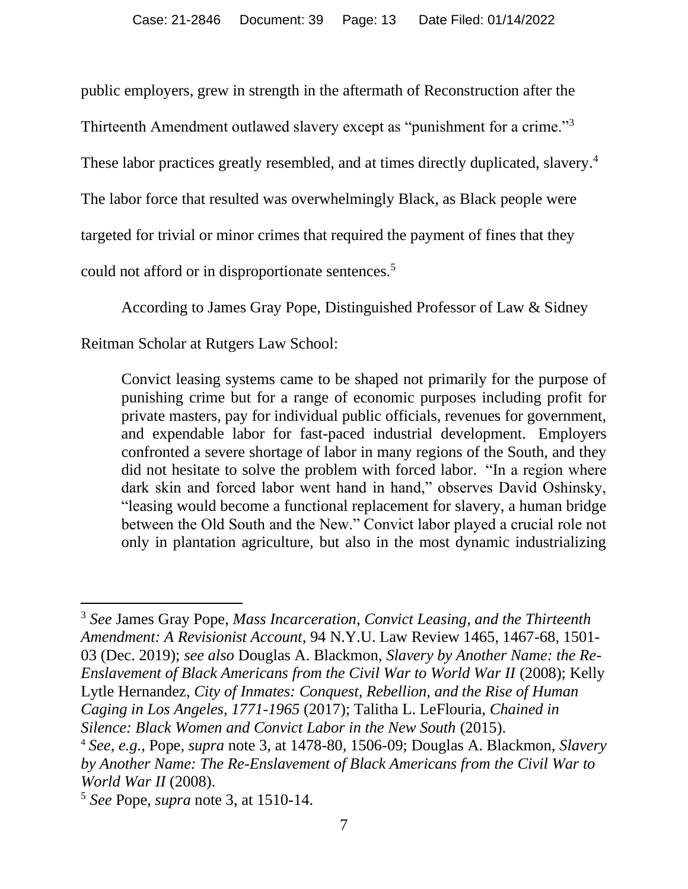public employers, grew in strength in the aftermath of Reconstruction after the Thirteenth Amendment outlawed slavery except as "punishment for a crime."[3] These labor practices greatly resembled, and at times directly duplicated, slavery.[4] The labor force that resulted was overwhelmingly Black, as Black people were targeted for trivial or minor crimes that required the payment of fines that they could not afford or in disproportionate sentences.[5]

According to James Gray Pope, Distinguished Professor of Law & Sidney Reitman Scholar at Rutgers Law School:

> Convict leasing systems came to be shaped not primarily for the purpose of punishing crime but for a range of economic purposes including profit for private masters, pay for individual public officials, revenues for government, and expendable labor for fast-paced industrial development. Employers confronted a severe shortage of labor in many regions of the South, and they did not hesitate to solve the problem with forced labor. "In a region where dark skin and forced labor went hand in hand," observes David Oshinsky, "leasing would become a functional replacement for slavery, a human bridge between the Old South and the New." Convict labor played a crucial role not only in plantation agriculture, but also in the most dynamic industrializing

---

[3] *See* James Gray Pope, *Mass Incarceration, Convict Leasing, and the Thirteenth Amendment: A Revisionist Account*, 94 N.Y.U. Law Review 1465, 1467-68, 1501-03 (Dec. 2019); *see also* Douglas A. Blackmon, *Slavery by Another Name: the Re-Enslavement of Black Americans from the Civil War to World War II* (2008); Kelly Lytle Hernandez, *City of Inmates: Conquest, Rebellion, and the Rise of Human Caging in Los Angeles, 1771-1965* (2017); Talitha L. LeFlouria, *Chained in Silence: Black Women and Convict Labor in the New South* (2015).

[4] *See, e.g.*, Pope, *supra* note 3, at 1478-80, 1506-09; Douglas A. Blackmon, *Slavery by Another Name: The Re-Enslavement of Black Americans from the Civil War to World War II* (2008).

[5] *See* Pope, *supra* note 3, at 1510-14.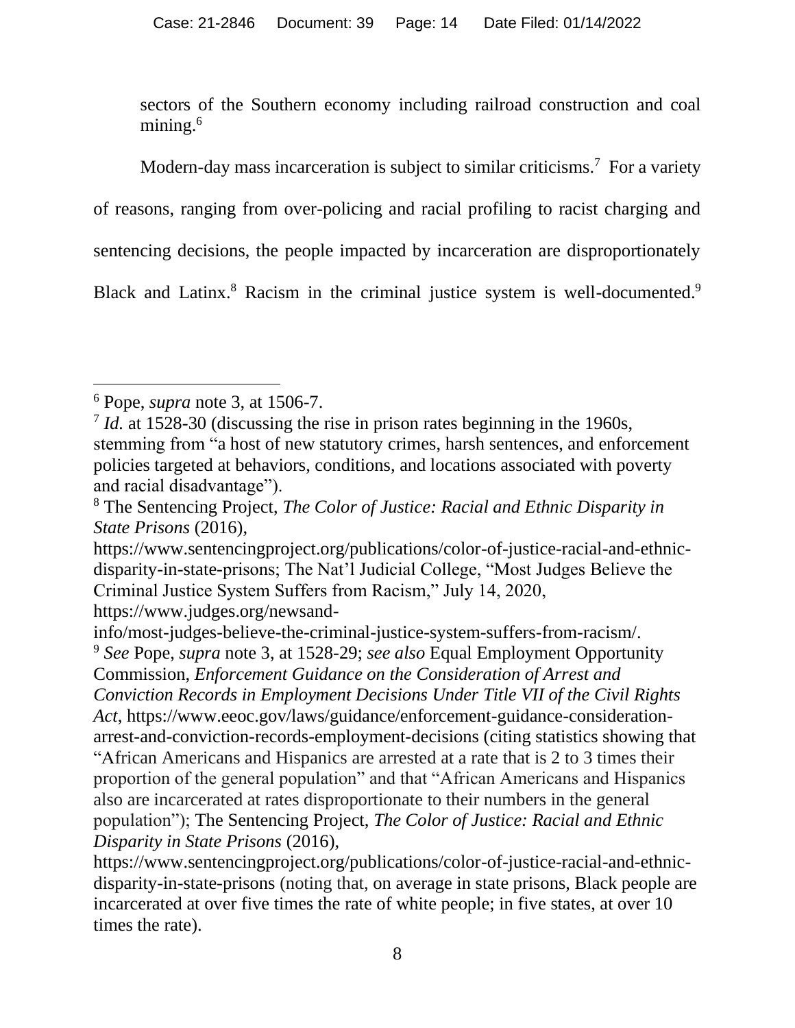sectors of the Southern economy including railroad construction and coal mining.[6]

Modern-day mass incarceration is subject to similar criticisms.[7] For a variety of reasons, ranging from over-policing and racial profiling to racist charging and sentencing decisions, the people impacted by incarceration are disproportionately Black and Latinx.[8] Racism in the criminal justice system is well-documented.[9]

---

[6] Pope, *supra* note 3, at 1506-7.

[7] *Id.* at 1528-30 (discussing the rise in prison rates beginning in the 1960s, stemming from "a host of new statutory crimes, harsh sentences, and enforcement policies targeted at behaviors, conditions, and locations associated with poverty and racial disadvantage").

[8] The Sentencing Project, *The Color of Justice: Racial and Ethnic Disparity in State Prisons* (2016), https://www.sentencingproject.org/publications/color-of-justice-racial-and-ethnic-disparity-in-state-prisons; The Nat'l Judicial College, "Most Judges Believe the Criminal Justice System Suffers from Racism," July 14, 2020, https://www.judges.org/newsand-info/most-judges-believe-the-criminal-justice-system-suffers-from-racism/.

[9] *See* Pope, *supra* note 3, at 1528-29; *see also* Equal Employment Opportunity Commission, *Enforcement Guidance on the Consideration of Arrest and Conviction Records in Employment Decisions Under Title VII of the Civil Rights Act*, https://www.eeoc.gov/laws/guidance/enforcement-guidance-consideration-arrest-and-conviction-records-employment-decisions (citing statistics showing that "African Americans and Hispanics are arrested at a rate that is 2 to 3 times their proportion of the general population" and that "African Americans and Hispanics also are incarcerated at rates disproportionate to their numbers in the general population"); The Sentencing Project, *The Color of Justice: Racial and Ethnic Disparity in State Prisons* (2016), https://www.sentencingproject.org/publications/color-of-justice-racial-and-ethnic-disparity-in-state-prisons (noting that, on average in state prisons, Black people are incarcerated at over five times the rate of white people; in five states, at over 10 times the rate).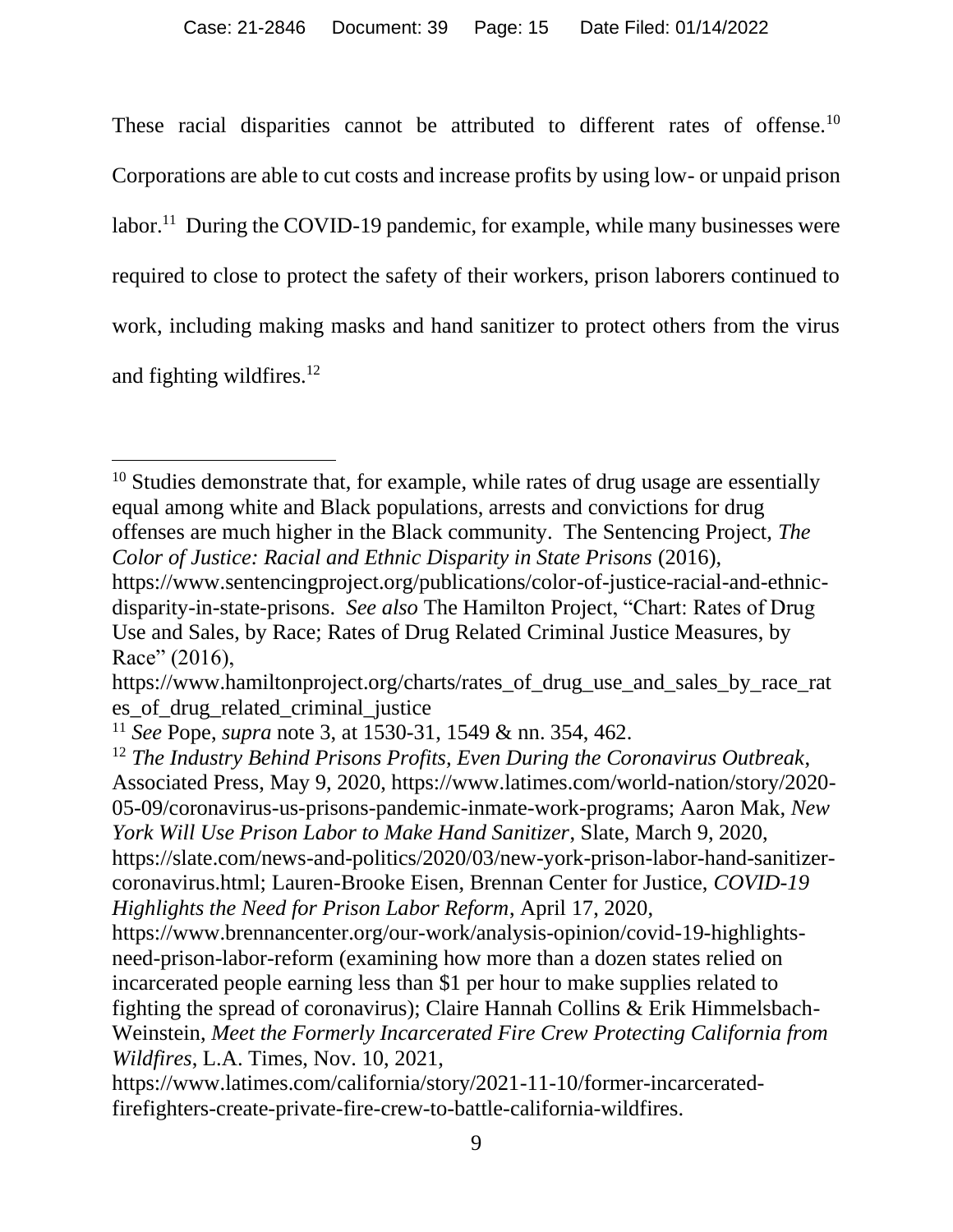These racial disparities cannot be attributed to different rates of offense.[10] Corporations are able to cut costs and increase profits by using low- or unpaid prison labor.[11] During the COVID-19 pandemic, for example, while many businesses were required to close to protect the safety of their workers, prison laborers continued to work, including making masks and hand sanitizer to protect others from the virus and fighting wildfires.[12]

---

[10] Studies demonstrate that, for example, while rates of drug usage are essentially equal among white and Black populations, arrests and convictions for drug offenses are much higher in the Black community. The Sentencing Project, *The Color of Justice: Racial and Ethnic Disparity in State Prisons* (2016), https://www.sentencingproject.org/publications/color-of-justice-racial-and-ethnic-disparity-in-state-prisons. *See also* The Hamilton Project, "Chart: Rates of Drug Use and Sales, by Race; Rates of Drug Related Criminal Justice Measures, by Race" (2016), https://www.hamiltonproject.org/charts/rates_of_drug_use_and_sales_by_race_rates_of_drug_related_criminal_justice

[11] *See* Pope, *supra* note 3, at 1530-31, 1549 & nn. 354, 462.

[12] *The Industry Behind Prisons Profits, Even During the Coronavirus Outbreak*, Associated Press, May 9, 2020, https://www.latimes.com/world-nation/story/2020-05-09/coronavirus-us-prisons-pandemic-inmate-work-programs; Aaron Mak, *New York Will Use Prison Labor to Make Hand Sanitizer*, Slate, March 9, 2020, https://slate.com/news-and-politics/2020/03/new-york-prison-labor-hand-sanitizer-coronavirus.html; Lauren-Brooke Eisen, Brennan Center for Justice, *COVID-19 Highlights the Need for Prison Labor Reform*, April 17, 2020, https://www.brennancenter.org/our-work/analysis-opinion/covid-19-highlights-need-prison-labor-reform (examining how more than a dozen states relied on incarcerated people earning less than $1 per hour to make supplies related to fighting the spread of coronavirus); Claire Hannah Collins & Erik Himmelsbach-Weinstein, *Meet the Formerly Incarcerated Fire Crew Protecting California from Wildfires*, L.A. Times, Nov. 10, 2021, https://www.latimes.com/california/story/2021-11-10/former-incarcerated-firefighters-create-private-fire-crew-to-battle-california-wildfires.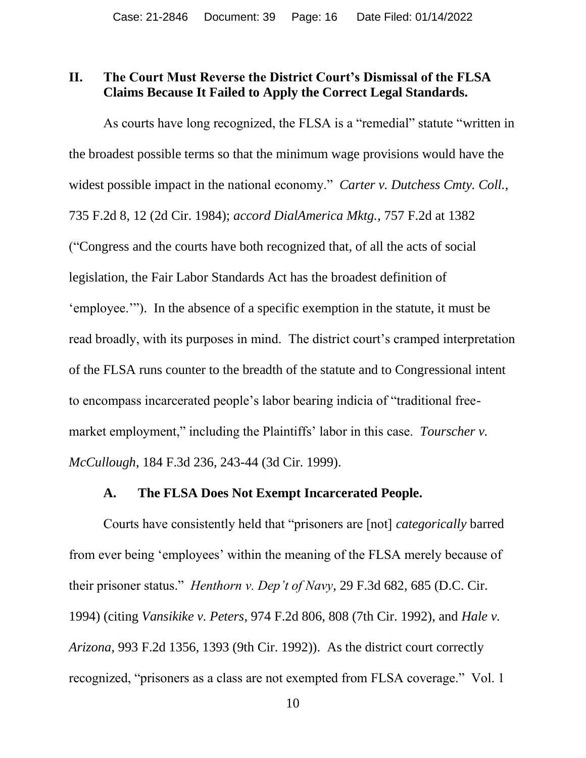## II. The Court Must Reverse the District Court's Dismissal of the FLSA Claims Because It Failed to Apply the Correct Legal Standards.

As courts have long recognized, the FLSA is a "remedial" statute "written in the broadest possible terms so that the minimum wage provisions would have the widest possible impact in the national economy." *Carter v. Dutchess Cmty. Coll.*, 735 F.2d 8, 12 (2d Cir. 1984); *accord DialAmerica Mktg.*, 757 F.2d at 1382 ("Congress and the courts have both recognized that, of all the acts of social legislation, the Fair Labor Standards Act has the broadest definition of 'employee.'"). In the absence of a specific exemption in the statute, it must be read broadly, with its purposes in mind. The district court's cramped interpretation of the FLSA runs counter to the breadth of the statute and to Congressional intent to encompass incarcerated people's labor bearing indicia of "traditional free-market employment," including the Plaintiffs' labor in this case. *Tourscher v. McCullough*, 184 F.3d 236, 243-44 (3d Cir. 1999).

### A. The FLSA Does Not Exempt Incarcerated People.

Courts have consistently held that "prisoners are [not] *categorically* barred from ever being 'employees' within the meaning of the FLSA merely because of their prisoner status." *Henthorn v. Dep't of Navy*, 29 F.3d 682, 685 (D.C. Cir. 1994) (citing *Vansikike v. Peters*, 974 F.2d 806, 808 (7th Cir. 1992), and *Hale v. Arizona*, 993 F.2d 1356, 1393 (9th Cir. 1992)). As the district court correctly recognized, "prisoners as a class are not exempted from FLSA coverage." Vol. 1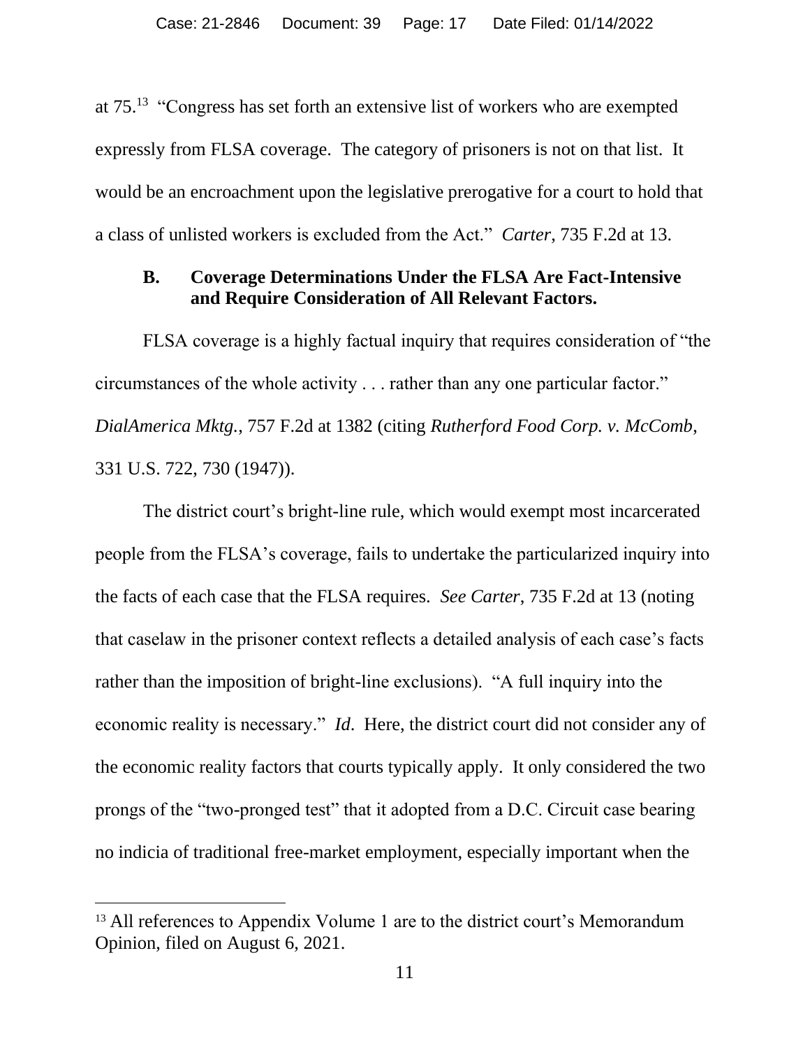at 75.[13] "Congress has set forth an extensive list of workers who are exempted expressly from FLSA coverage. The category of prisoners is not on that list. It would be an encroachment upon the legislative prerogative for a court to hold that a class of unlisted workers is excluded from the Act." *Carter*, 735 F.2d at 13.

### B. Coverage Determinations Under the FLSA Are Fact-Intensive and Require Consideration of All Relevant Factors.

FLSA coverage is a highly factual inquiry that requires consideration of "the circumstances of the whole activity . . . rather than any one particular factor." *DialAmerica Mktg.*, 757 F.2d at 1382 (citing *Rutherford Food Corp. v. McComb*, 331 U.S. 722, 730 (1947)).

The district court's bright-line rule, which would exempt most incarcerated people from the FLSA's coverage, fails to undertake the particularized inquiry into the facts of each case that the FLSA requires. *See Carter*, 735 F.2d at 13 (noting that caselaw in the prisoner context reflects a detailed analysis of each case's facts rather than the imposition of bright-line exclusions). "A full inquiry into the economic reality is necessary." *Id*. Here, the district court did not consider any of the economic reality factors that courts typically apply. It only considered the two prongs of the "two-pronged test" that it adopted from a D.C. Circuit case bearing no indicia of traditional free-market employment, especially important when the

[13] All references to Appendix Volume 1 are to the district court's Memorandum Opinion, filed on August 6, 2021.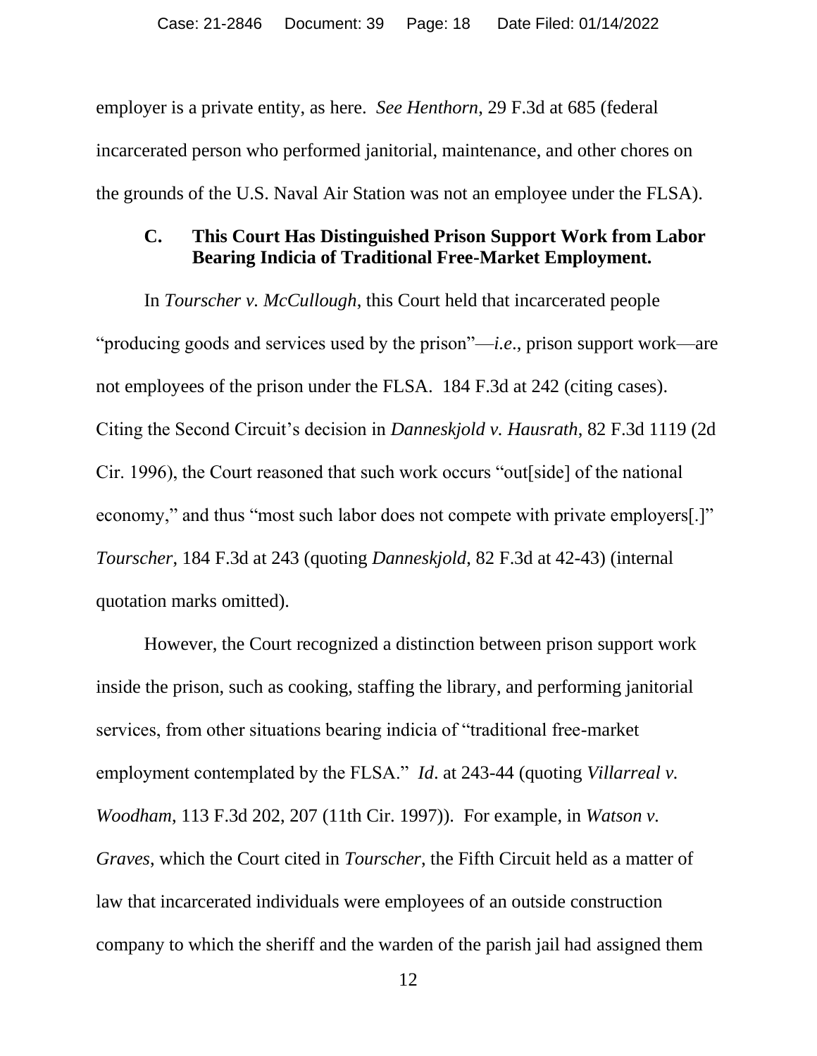employer is a private entity, as here. *See Henthorn*, 29 F.3d at 685 (federal incarcerated person who performed janitorial, maintenance, and other chores on the grounds of the U.S. Naval Air Station was not an employee under the FLSA).

### C. This Court Has Distinguished Prison Support Work from Labor Bearing Indicia of Traditional Free-Market Employment.

In *Tourscher v. McCullough*, this Court held that incarcerated people "producing goods and services used by the prison"—*i.e*., prison support work—are not employees of the prison under the FLSA. 184 F.3d at 242 (citing cases). Citing the Second Circuit's decision in *Danneskjold v. Hausrath*, 82 F.3d 1119 (2d Cir. 1996), the Court reasoned that such work occurs "out[side] of the national economy," and thus "most such labor does not compete with private employers[.]" *Tourscher*, 184 F.3d at 243 (quoting *Danneskjold*, 82 F.3d at 42-43) (internal quotation marks omitted).

However, the Court recognized a distinction between prison support work inside the prison, such as cooking, staffing the library, and performing janitorial services, from other situations bearing indicia of "traditional free-market employment contemplated by the FLSA." *Id*. at 243-44 (quoting *Villarreal v. Woodham*, 113 F.3d 202, 207 (11th Cir. 1997)). For example, in *Watson v. Graves*, which the Court cited in *Tourscher*, the Fifth Circuit held as a matter of law that incarcerated individuals were employees of an outside construction company to which the sheriff and the warden of the parish jail had assigned them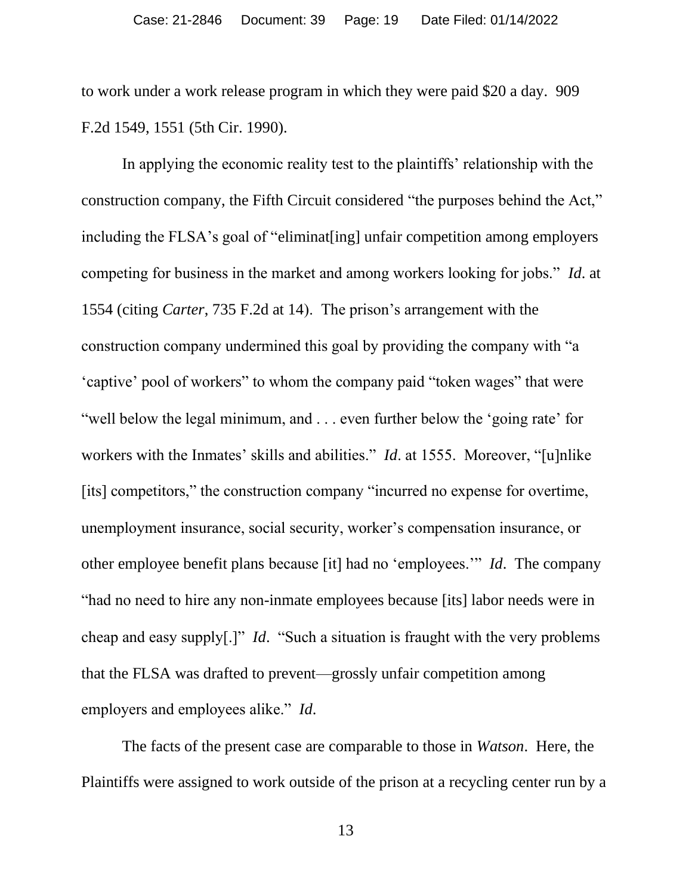to work under a work release program in which they were paid $20 a day. 909 F.2d 1549, 1551 (5th Cir. 1990).

In applying the economic reality test to the plaintiffs' relationship with the construction company, the Fifth Circuit considered "the purposes behind the Act," including the FLSA's goal of "eliminat[ing] unfair competition among employers competing for business in the market and among workers looking for jobs." *Id*. at 1554 (citing *Carter*, 735 F.2d at 14). The prison's arrangement with the construction company undermined this goal by providing the company with "a 'captive' pool of workers" to whom the company paid "token wages" that were "well below the legal minimum, and . . . even further below the 'going rate' for workers with the Inmates' skills and abilities." *Id*. at 1555. Moreover, "[u]nlike [its] competitors," the construction company "incurred no expense for overtime, unemployment insurance, social security, worker's compensation insurance, or other employee benefit plans because [it] had no 'employees.'" *Id*. The company "had no need to hire any non-inmate employees because [its] labor needs were in cheap and easy supply[.]" *Id*. "Such a situation is fraught with the very problems that the FLSA was drafted to prevent—grossly unfair competition among employers and employees alike." *Id*.

The facts of the present case are comparable to those in *Watson*. Here, the Plaintiffs were assigned to work outside of the prison at a recycling center run by a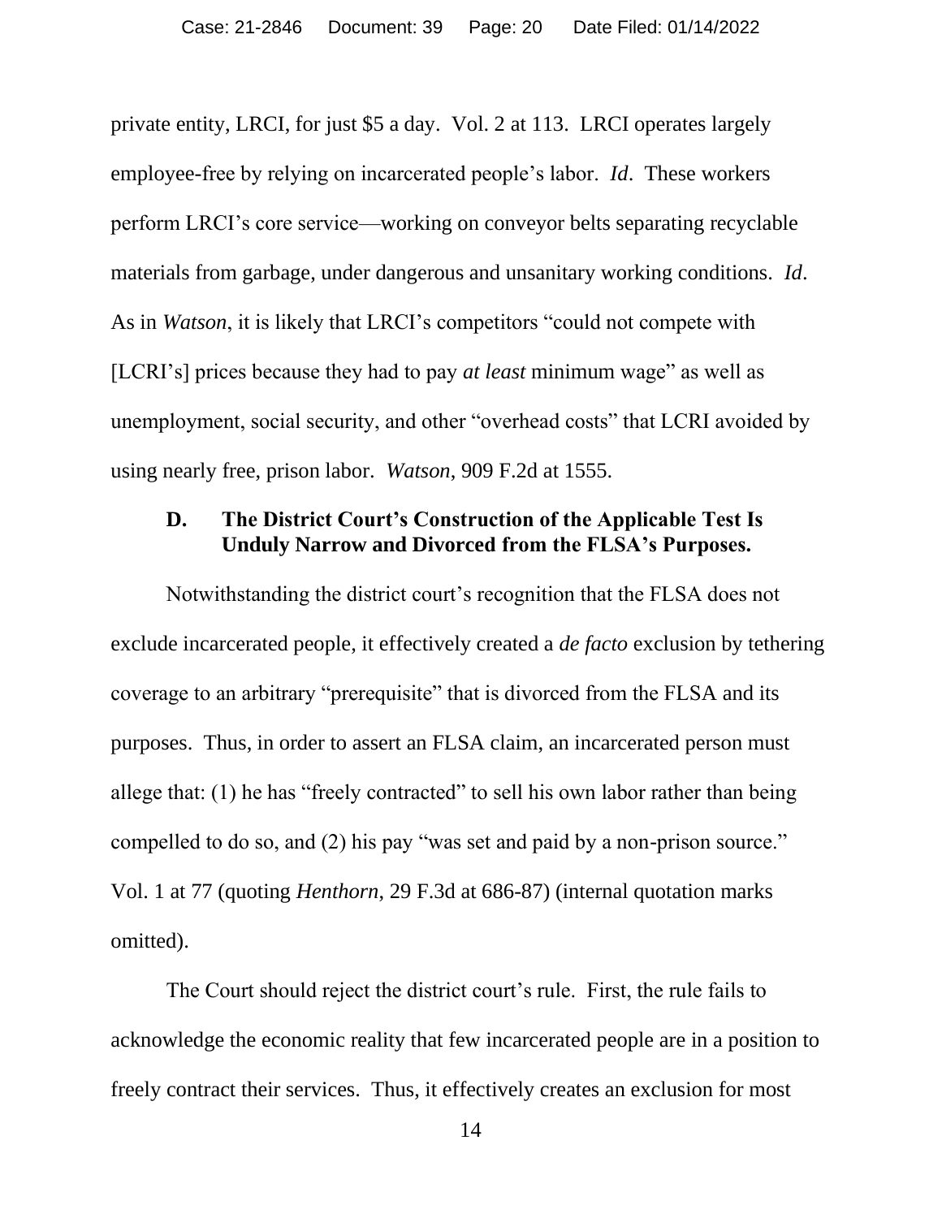private entity, LRCI, for just $5 a day. Vol. 2 at 113. LRCI operates largely employee-free by relying on incarcerated people's labor. *Id*. These workers perform LRCI's core service—working on conveyor belts separating recyclable materials from garbage, under dangerous and unsanitary working conditions. *Id*. As in *Watson*, it is likely that LRCI's competitors "could not compete with [LCRI's] prices because they had to pay *at least* minimum wage" as well as unemployment, social security, and other "overhead costs" that LCRI avoided by using nearly free, prison labor. *Watson*, 909 F.2d at 1555.

### D. The District Court's Construction of the Applicable Test Is Unduly Narrow and Divorced from the FLSA's Purposes.

Notwithstanding the district court's recognition that the FLSA does not exclude incarcerated people, it effectively created a *de facto* exclusion by tethering coverage to an arbitrary "prerequisite" that is divorced from the FLSA and its purposes. Thus, in order to assert an FLSA claim, an incarcerated person must allege that: (1) he has "freely contracted" to sell his own labor rather than being compelled to do so, and (2) his pay "was set and paid by a non-prison source." Vol. 1 at 77 (quoting *Henthorn*, 29 F.3d at 686-87) (internal quotation marks omitted).

The Court should reject the district court's rule. First, the rule fails to acknowledge the economic reality that few incarcerated people are in a position to freely contract their services. Thus, it effectively creates an exclusion for most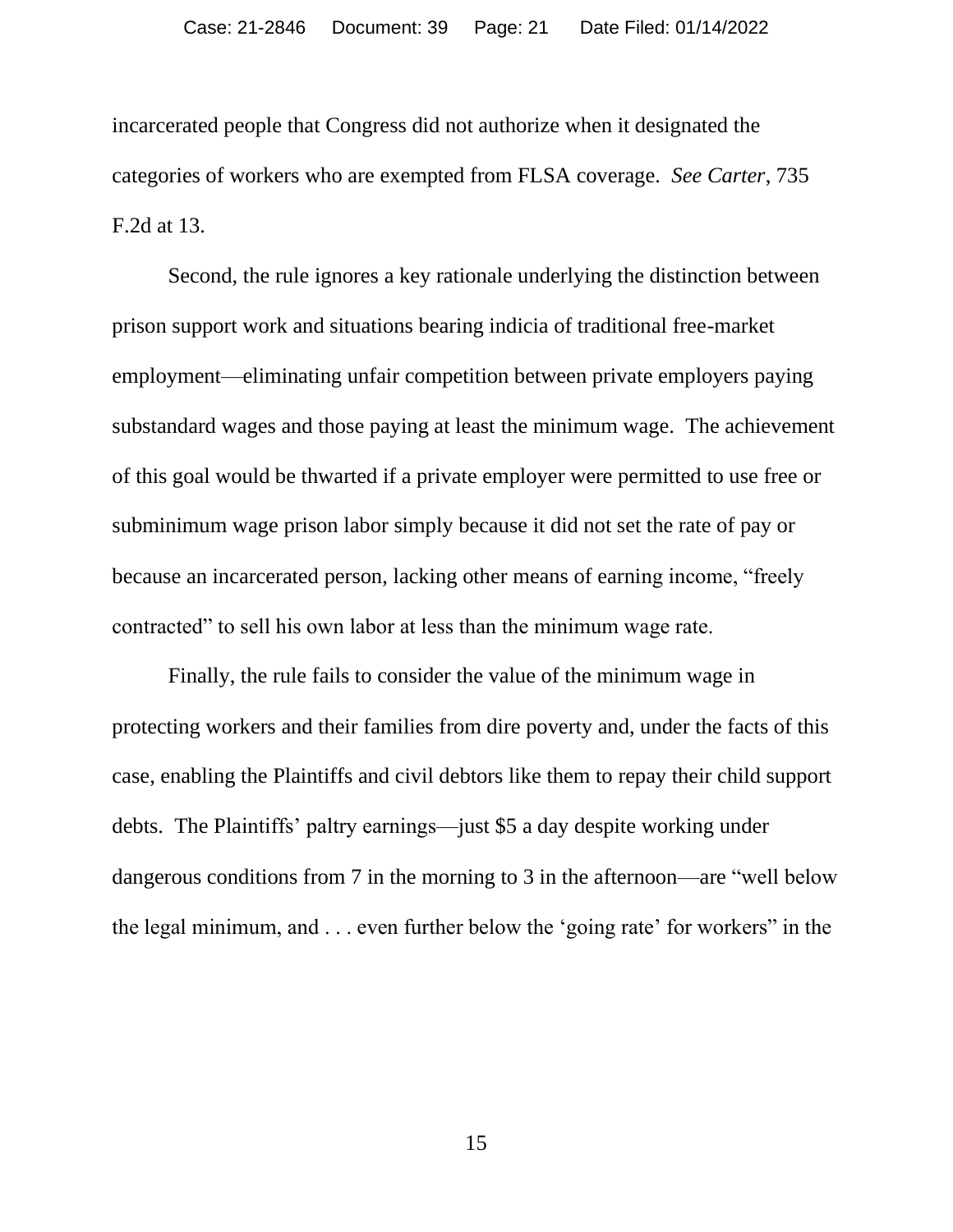incarcerated people that Congress did not authorize when it designated the categories of workers who are exempted from FLSA coverage. *See Carter*, 735 F.2d at 13.

Second, the rule ignores a key rationale underlying the distinction between prison support work and situations bearing indicia of traditional free-market employment—eliminating unfair competition between private employers paying substandard wages and those paying at least the minimum wage. The achievement of this goal would be thwarted if a private employer were permitted to use free or subminimum wage prison labor simply because it did not set the rate of pay or because an incarcerated person, lacking other means of earning income, "freely contracted" to sell his own labor at less than the minimum wage rate.

Finally, the rule fails to consider the value of the minimum wage in protecting workers and their families from dire poverty and, under the facts of this case, enabling the Plaintiffs and civil debtors like them to repay their child support debts. The Plaintiffs' paltry earnings—just $5 a day despite working under dangerous conditions from 7 in the morning to 3 in the afternoon—are "well below the legal minimum, and . . . even further below the 'going rate' for workers" in the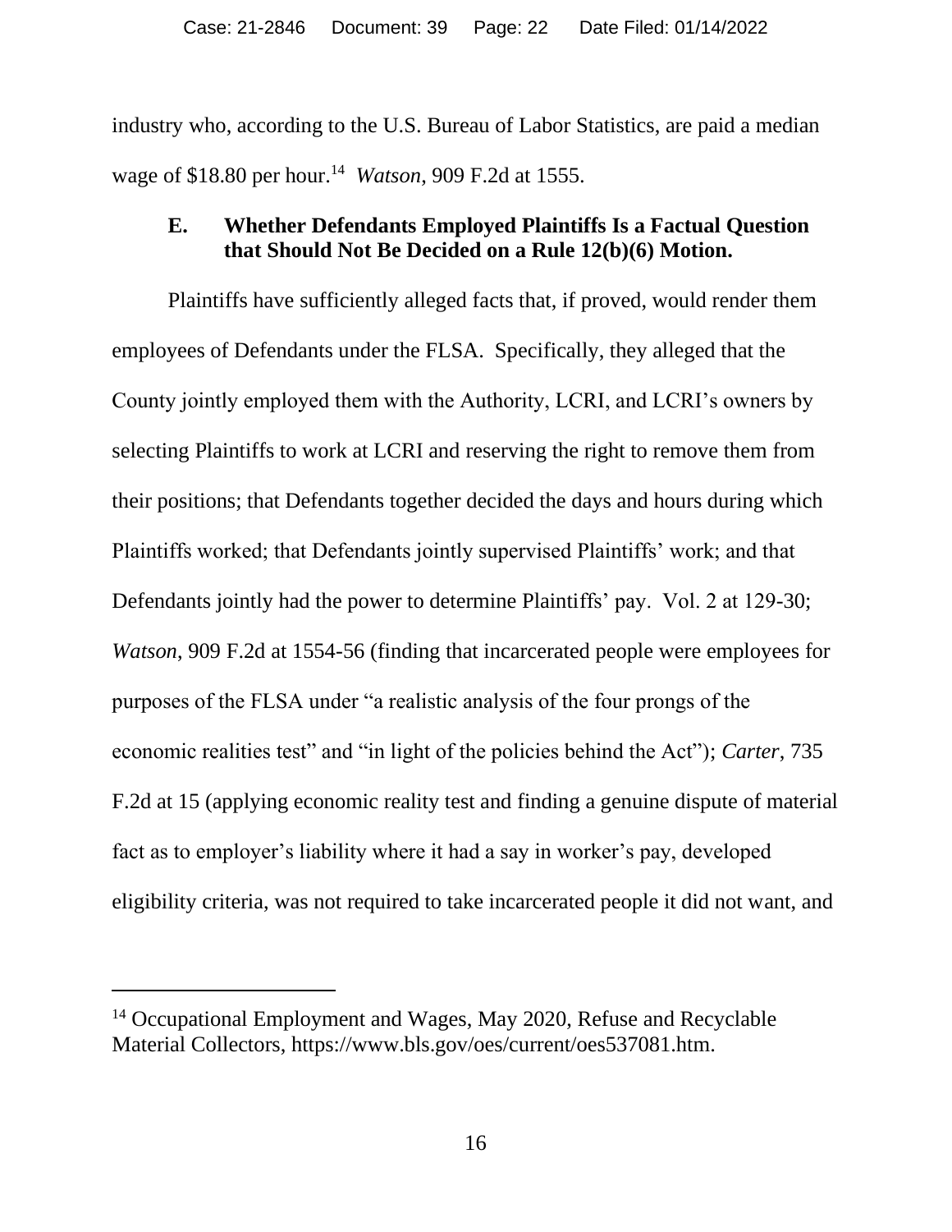industry who, according to the U.S. Bureau of Labor Statistics, are paid a median wage of $18.80 per hour.[14] *Watson*, 909 F.2d at 1555.

### E. Whether Defendants Employed Plaintiffs Is a Factual Question that Should Not Be Decided on a Rule 12(b)(6) Motion.

Plaintiffs have sufficiently alleged facts that, if proved, would render them employees of Defendants under the FLSA. Specifically, they alleged that the County jointly employed them with the Authority, LCRI, and LCRI's owners by selecting Plaintiffs to work at LCRI and reserving the right to remove them from their positions; that Defendants together decided the days and hours during which Plaintiffs worked; that Defendants jointly supervised Plaintiffs' work; and that Defendants jointly had the power to determine Plaintiffs' pay. Vol. 2 at 129-30; *Watson*, 909 F.2d at 1554-56 (finding that incarcerated people were employees for purposes of the FLSA under "a realistic analysis of the four prongs of the economic realities test" and "in light of the policies behind the Act"); *Carter*, 735 F.2d at 15 (applying economic reality test and finding a genuine dispute of material fact as to employer's liability where it had a say in worker's pay, developed eligibility criteria, was not required to take incarcerated people it did not want, and

---

[14] Occupational Employment and Wages, May 2020, Refuse and Recyclable Material Collectors, https://www.bls.gov/oes/current/oes537081.htm.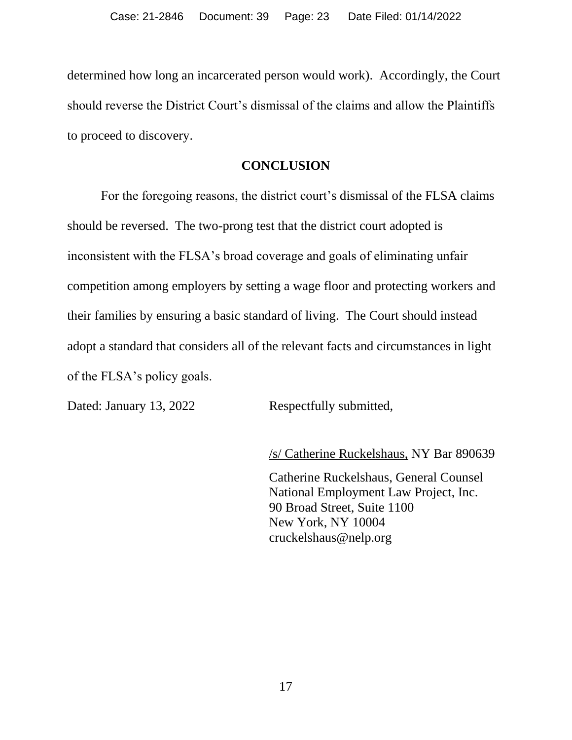determined how long an incarcerated person would work). Accordingly, the Court should reverse the District Court's dismissal of the claims and allow the Plaintiffs to proceed to discovery.

## CONCLUSION

For the foregoing reasons, the district court's dismissal of the FLSA claims should be reversed. The two-prong test that the district court adopted is inconsistent with the FLSA's broad coverage and goals of eliminating unfair competition among employers by setting a wage floor and protecting workers and their families by ensuring a basic standard of living. The Court should instead adopt a standard that considers all of the relevant facts and circumstances in light of the FLSA's policy goals.

Dated: January 13, 2022

Respectfully submitted,

/s/ Catherine Ruckelshaus, NY Bar 890639

Catherine Ruckelshaus, General Counsel
National Employment Law Project, Inc.
90 Broad Street, Suite 1100
New York, NY 10004
cruckelshaus@nelp.org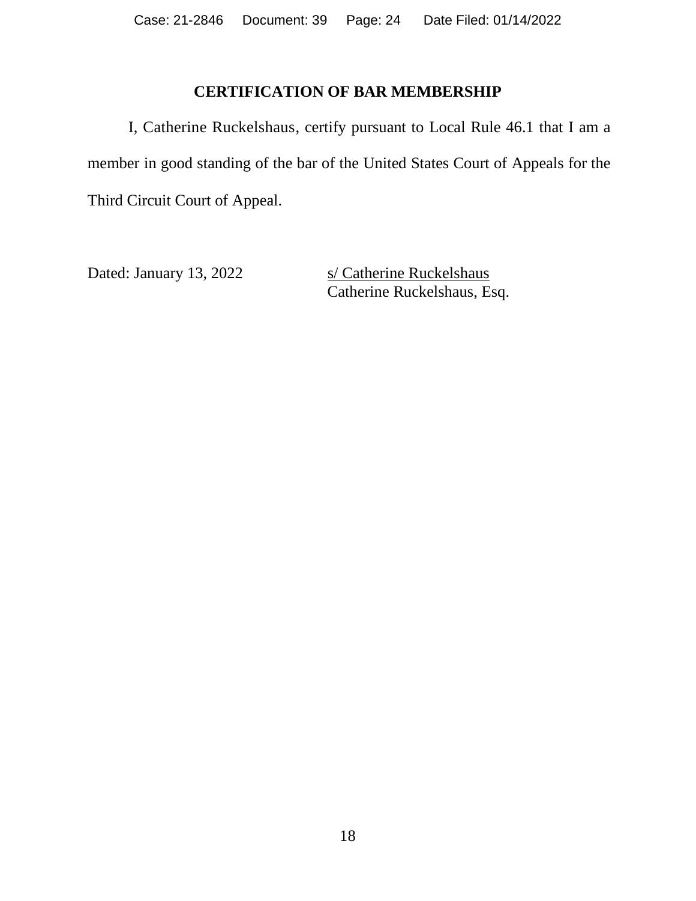## CERTIFICATION OF BAR MEMBERSHIP

I, Catherine Ruckelshaus, certify pursuant to Local Rule 46.1 that I am a member in good standing of the bar of the United States Court of Appeals for the Third Circuit Court of Appeal.

Dated: January 13, 2022

s/ Catherine Ruckelshaus
Catherine Ruckelshaus, Esq.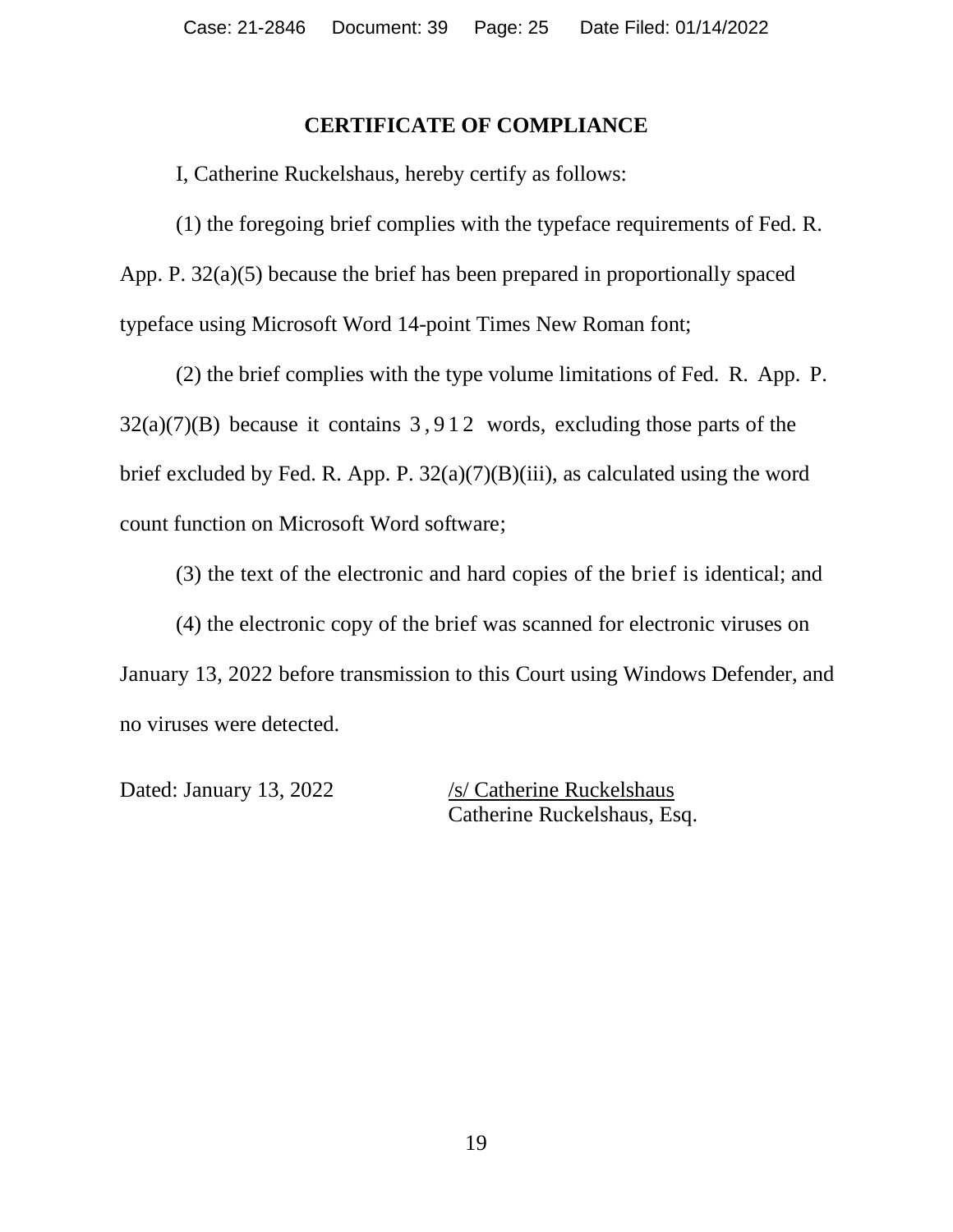## CERTIFICATE OF COMPLIANCE

I, Catherine Ruckelshaus, hereby certify as follows:

(1) the foregoing brief complies with the typeface requirements of Fed. R. App. P. 32(a)(5) because the brief has been prepared in proportionally spaced typeface using Microsoft Word 14-point Times New Roman font;

(2) the brief complies with the type volume limitations of Fed. R. App. P. 32(a)(7)(B) because it contains 3,912 words, excluding those parts of the brief excluded by Fed. R. App. P. 32(a)(7)(B)(iii), as calculated using the word count function on Microsoft Word software;

(3) the text of the electronic and hard copies of the brief is identical; and

(4) the electronic copy of the brief was scanned for electronic viruses on January 13, 2022 before transmission to this Court using Windows Defender, and no viruses were detected.

Dated: January 13, 2022

/s/ Catherine Ruckelshaus
Catherine Ruckelshaus, Esq.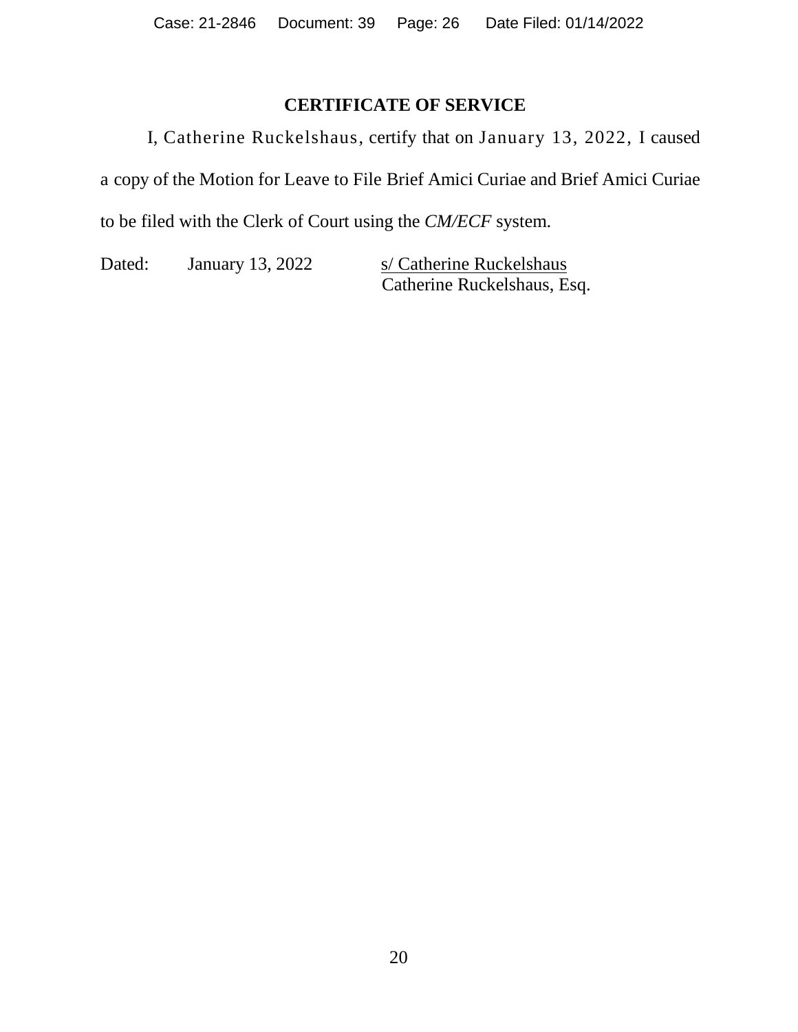## CERTIFICATE OF SERVICE

I, Catherine Ruckelshaus, certify that on January 13, 2022, I caused a copy of the Motion for Leave to File Brief Amici Curiae and Brief Amici Curiae to be filed with the Clerk of Court using the *CM/ECF* system.

Dated: January 13, 2022

s/ Catherine Ruckelshaus
Catherine Ruckelshaus, Esq.